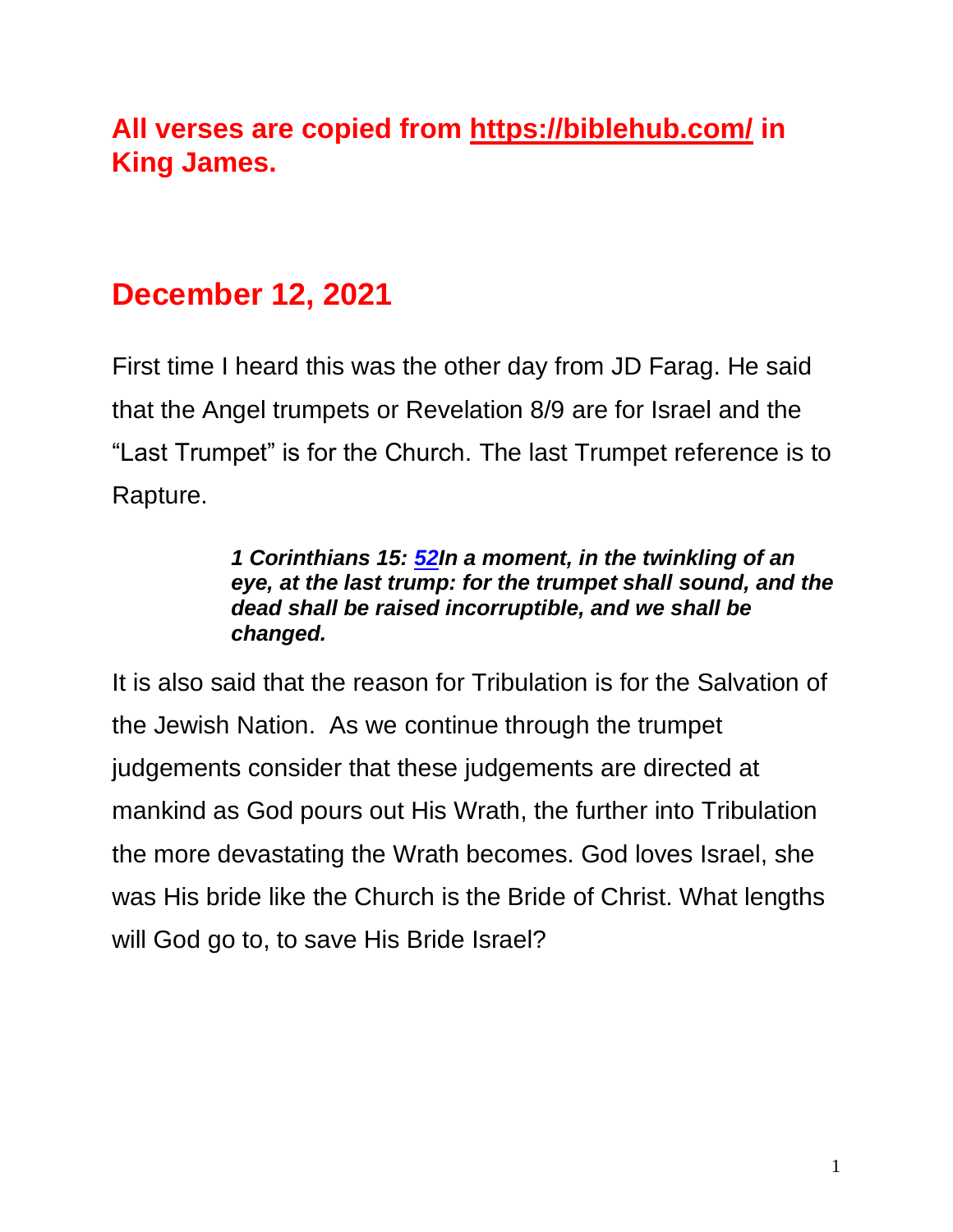**All verses are copied from https://biblehub.com/ in King James.**

## December 12, 2021

First time I heard this was the other day from JD Farag. He said that the Angel trumpets or Revelation 8/9 are for Israel and the "Last Trumpet" is for the Church. The last Trumpet reference is to Rapture.

> ***1 Corinthians 15: 52In a moment, in the twinkling of an eye, at the last trump: for the trumpet shall sound, and the dead shall be raised incorruptible, and we shall be changed.***

It is also said that the reason for Tribulation is for the Salvation of the Jewish Nation. As we continue through the trumpet judgements consider that these judgements are directed at mankind as God pours out His Wrath, the further into Tribulation the more devastating the Wrath becomes. God loves Israel, she was His bride like the Church is the Bride of Christ. What lengths will God go to, to save His Bride Israel?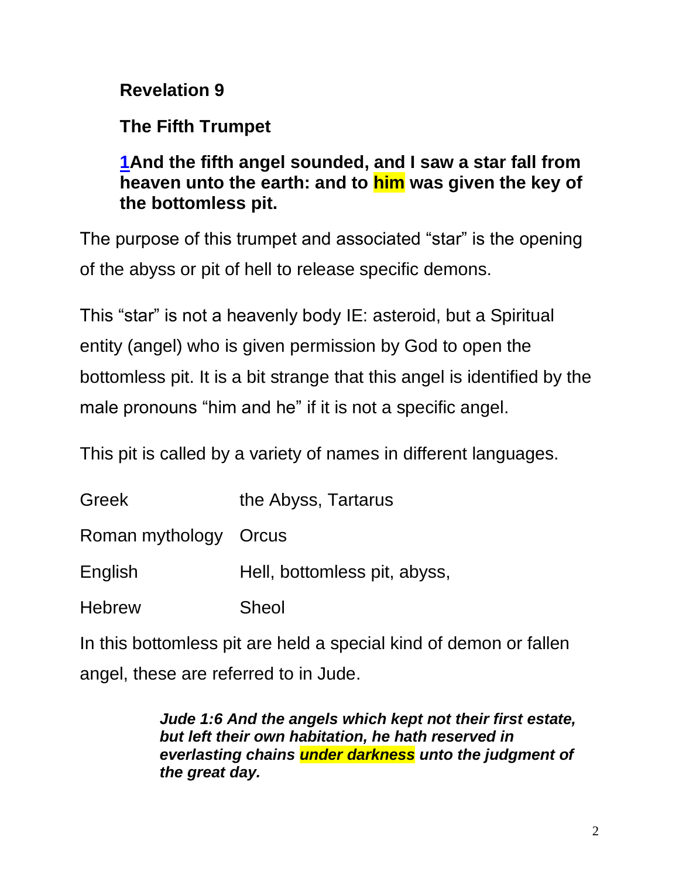**Revelation 9**

**The Fifth Trumpet**

**1And the fifth angel sounded, and I saw a star fall from heaven unto the earth: and to him was given the key of the bottomless pit.**

The purpose of this trumpet and associated "star" is the opening of the abyss or pit of hell to release specific demons.

This "star" is not a heavenly body IE: asteroid, but a Spiritual entity (angel) who is given permission by God to open the bottomless pit. It is a bit strange that this angel is identified by the male pronouns "him and he" if it is not a specific angel.

This pit is called by a variety of names in different languages.

| | |
|---|---|
| Greek | the Abyss, Tartarus |
| Roman mythology | Orcus |
| English | Hell, bottomless pit, abyss, |
| Hebrew | Sheol |

In this bottomless pit are held a special kind of demon or fallen angel, these are referred to in Jude.

> ***Jude 1:6 And the angels which kept not their first estate, but left their own habitation, he hath reserved in everlasting chains under darkness unto the judgment of the great day.***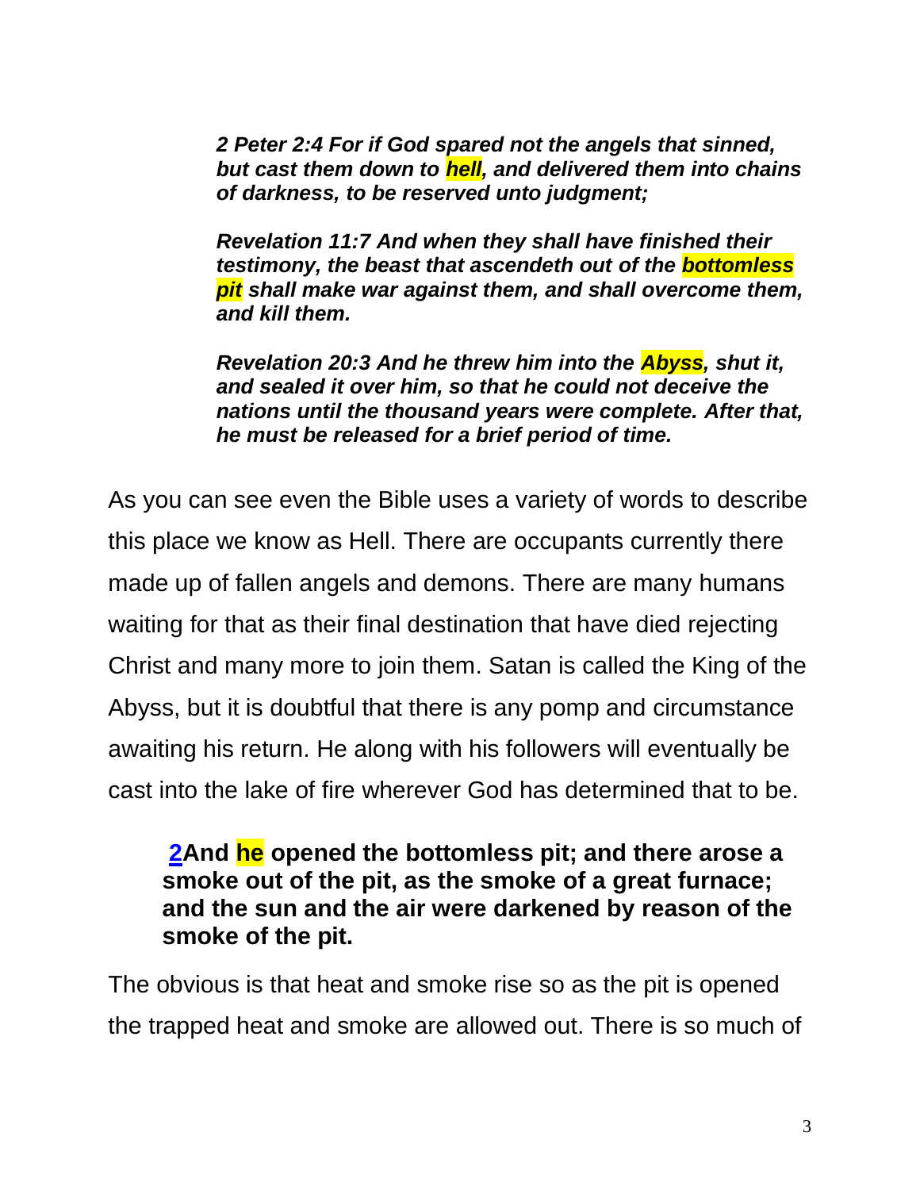***2 Peter 2:4 For if God spared not the angels that sinned, but cast them down to hell, and delivered them into chains of darkness, to be reserved unto judgment;***

***Revelation 11:7 And when they shall have finished their testimony, the beast that ascendeth out of the bottomless pit shall make war against them, and shall overcome them, and kill them.***

***Revelation 20:3 And he threw him into the Abyss, shut it, and sealed it over him, so that he could not deceive the nations until the thousand years were complete. After that, he must be released for a brief period of time.***

As you can see even the Bible uses a variety of words to describe this place we know as Hell. There are occupants currently there made up of fallen angels and demons. There are many humans waiting for that as their final destination that have died rejecting Christ and many more to join them. Satan is called the King of the Abyss, but it is doubtful that there is any pomp and circumstance awaiting his return. He along with his followers will eventually be cast into the lake of fire wherever God has determined that to be.

> **2And he opened the bottomless pit; and there arose a smoke out of the pit, as the smoke of a great furnace; and the sun and the air were darkened by reason of the smoke of the pit.**

The obvious is that heat and smoke rise so as the pit is opened the trapped heat and smoke are allowed out. There is so much of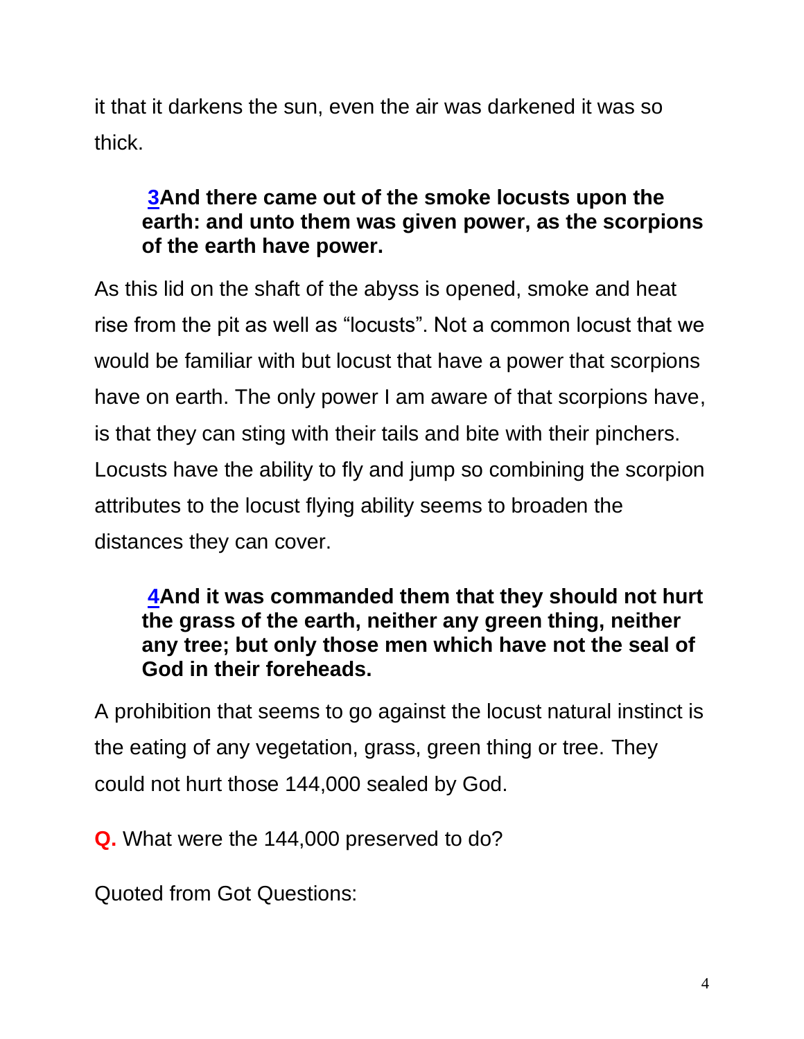it that it darkens the sun, even the air was darkened it was so thick.

> **3And there came out of the smoke locusts upon the earth: and unto them was given power, as the scorpions of the earth have power.**

As this lid on the shaft of the abyss is opened, smoke and heat rise from the pit as well as "locusts". Not a common locust that we would be familiar with but locust that have a power that scorpions have on earth. The only power I am aware of that scorpions have, is that they can sting with their tails and bite with their pinchers. Locusts have the ability to fly and jump so combining the scorpion attributes to the locust flying ability seems to broaden the distances they can cover.

> **4And it was commanded them that they should not hurt the grass of the earth, neither any green thing, neither any tree; but only those men which have not the seal of God in their foreheads.**

A prohibition that seems to go against the locust natural instinct is the eating of any vegetation, grass, green thing or tree. They could not hurt those 144,000 sealed by God.

**Q.** What were the 144,000 preserved to do?

Quoted from Got Questions: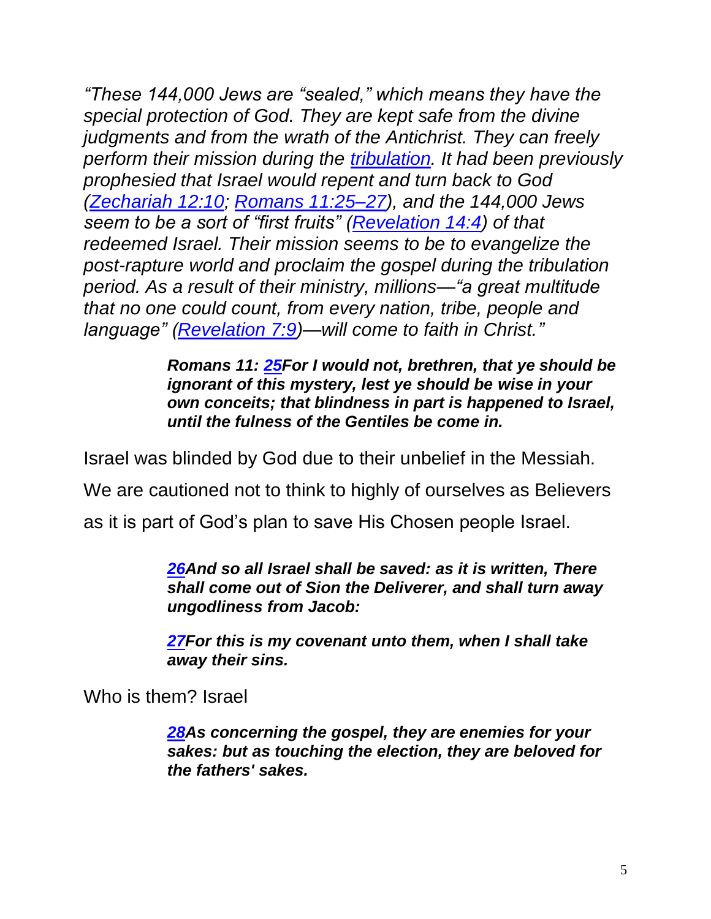*“These 144,000 Jews are “sealed,” which means they have the special protection of God. They are kept safe from the divine judgments and from the wrath of the Antichrist. They can freely perform their mission during the tribulation. It had been previously prophesied that Israel would repent and turn back to God (Zechariah 12:10; Romans 11:25–27), and the 144,000 Jews seem to be a sort of “first fruits” (Revelation 14:4) of that redeemed Israel. Their mission seems to be to evangelize the post-rapture world and proclaim the gospel during the tribulation period. As a result of their ministry, millions—“a great multitude that no one could count, from every nation, tribe, people and language” (Revelation 7:9)—will come to faith in Christ.”*

> ***Romans 11: 25For I would not, brethren, that ye should be ignorant of this mystery, lest ye should be wise in your own conceits; that blindness in part is happened to Israel, until the fulness of the Gentiles be come in.***

Israel was blinded by God due to their unbelief in the Messiah.

We are cautioned not to think to highly of ourselves as Believers as it is part of God’s plan to save His Chosen people Israel.

> ***26And so all Israel shall be saved: as it is written, There shall come out of Sion the Deliverer, and shall turn away ungodliness from Jacob:***
>
> ***27For this is my covenant unto them, when I shall take away their sins.***

Who is them? Israel

> ***28As concerning the gospel, they are enemies for your sakes: but as touching the election, they are beloved for the fathers' sakes.***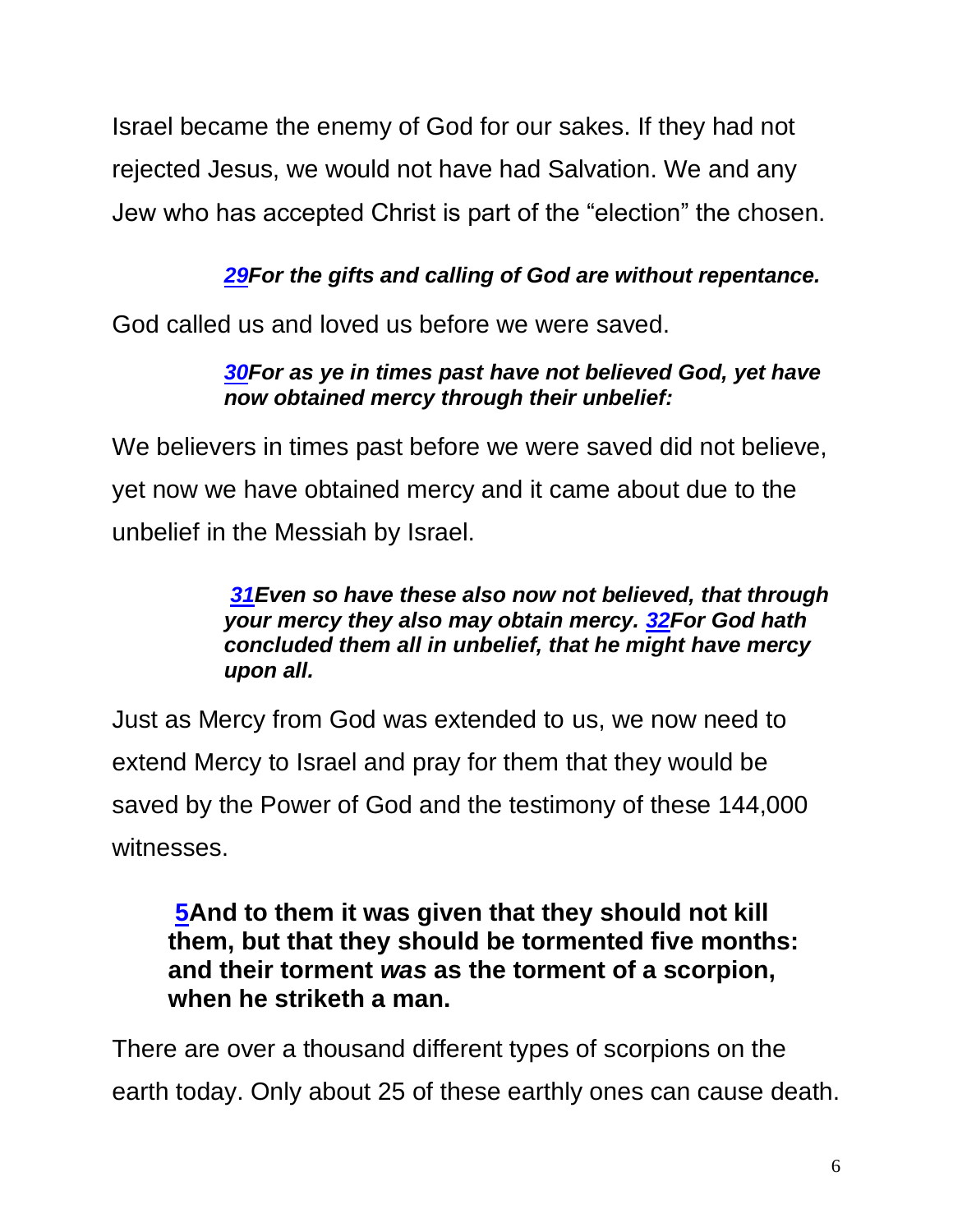Israel became the enemy of God for our sakes. If they had not rejected Jesus, we would not have had Salvation. We and any Jew who has accepted Christ is part of the "election" the chosen.

> ***29For the gifts and calling of God are without repentance.***

God called us and loved us before we were saved.

> ***30For as ye in times past have not believed God, yet have now obtained mercy through their unbelief:***

We believers in times past before we were saved did not believe, yet now we have obtained mercy and it came about due to the unbelief in the Messiah by Israel.

> ***31Even so have these also now not believed, that through your mercy they also may obtain mercy. 32For God hath concluded them all in unbelief, that he might have mercy upon all.***

Just as Mercy from God was extended to us, we now need to extend Mercy to Israel and pray for them that they would be saved by the Power of God and the testimony of these 144,000 witnesses.

> **5And to them it was given that they should not kill them, but that they should be tormented five months: and their torment *was* as the torment of a scorpion, when he striketh a man.**

There are over a thousand different types of scorpions on the earth today. Only about 25 of these earthly ones can cause death.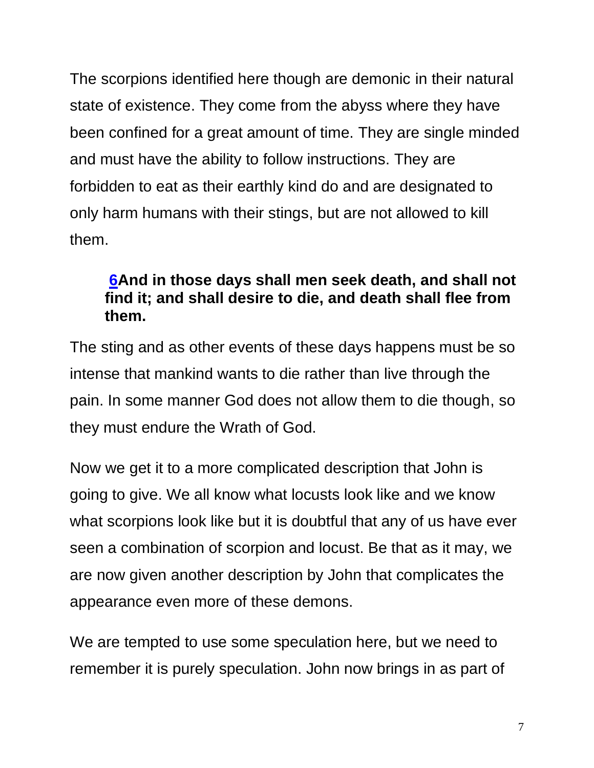The scorpions identified here though are demonic in their natural state of existence. They come from the abyss where they have been confined for a great amount of time. They are single minded and must have the ability to follow instructions. They are forbidden to eat as their earthly kind do and are designated to only harm humans with their stings, but are not allowed to kill them.

> **6And in those days shall men seek death, and shall not find it; and shall desire to die, and death shall flee from them.**

The sting and as other events of these days happens must be so intense that mankind wants to die rather than live through the pain. In some manner God does not allow them to die though, so they must endure the Wrath of God.

Now we get it to a more complicated description that John is going to give. We all know what locusts look like and we know what scorpions look like but it is doubtful that any of us have ever seen a combination of scorpion and locust. Be that as it may, we are now given another description by John that complicates the appearance even more of these demons.

We are tempted to use some speculation here, but we need to remember it is purely speculation. John now brings in as part of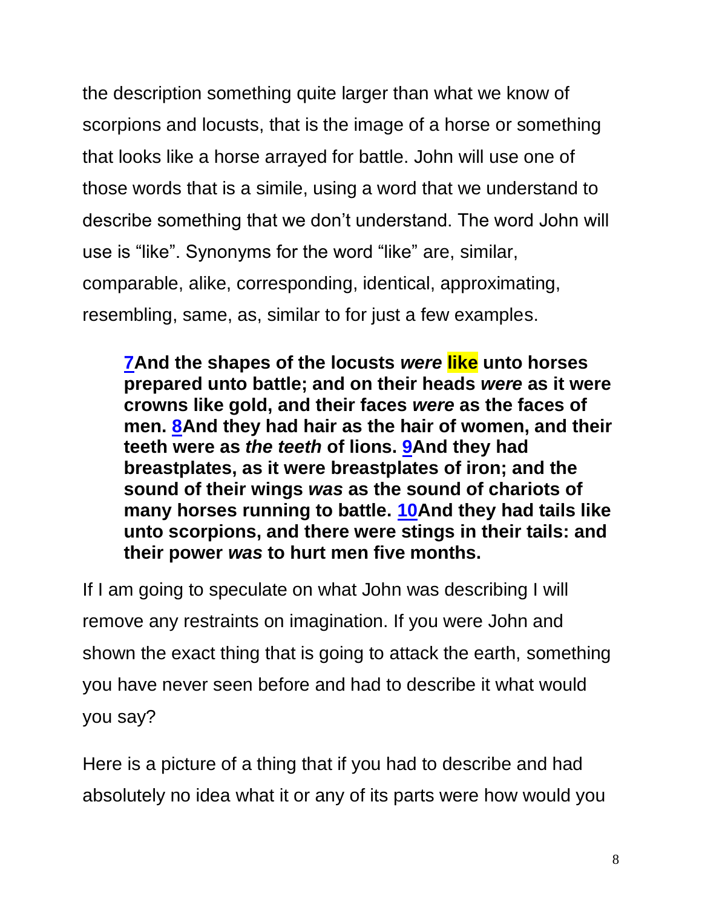the description something quite larger than what we know of scorpions and locusts, that is the image of a horse or something that looks like a horse arrayed for battle. John will use one of those words that is a simile, using a word that we understand to describe something that we don't understand. The word John will use is "like". Synonyms for the word "like" are, similar, comparable, alike, corresponding, identical, approximating, resembling, same, as, similar to for just a few examples.

> **7And the shapes of the locusts *were* like unto horses prepared unto battle; and on their heads *were* as it were crowns like gold, and their faces *were* as the faces of men. 8And they had hair as the hair of women, and their teeth were as *the teeth* of lions. 9And they had breastplates, as it were breastplates of iron; and the sound of their wings *was* as the sound of chariots of many horses running to battle. 10And they had tails like unto scorpions, and there were stings in their tails: and their power *was* to hurt men five months.**

If I am going to speculate on what John was describing I will remove any restraints on imagination. If you were John and shown the exact thing that is going to attack the earth, something you have never seen before and had to describe it what would you say?

Here is a picture of a thing that if you had to describe and had absolutely no idea what it or any of its parts were how would you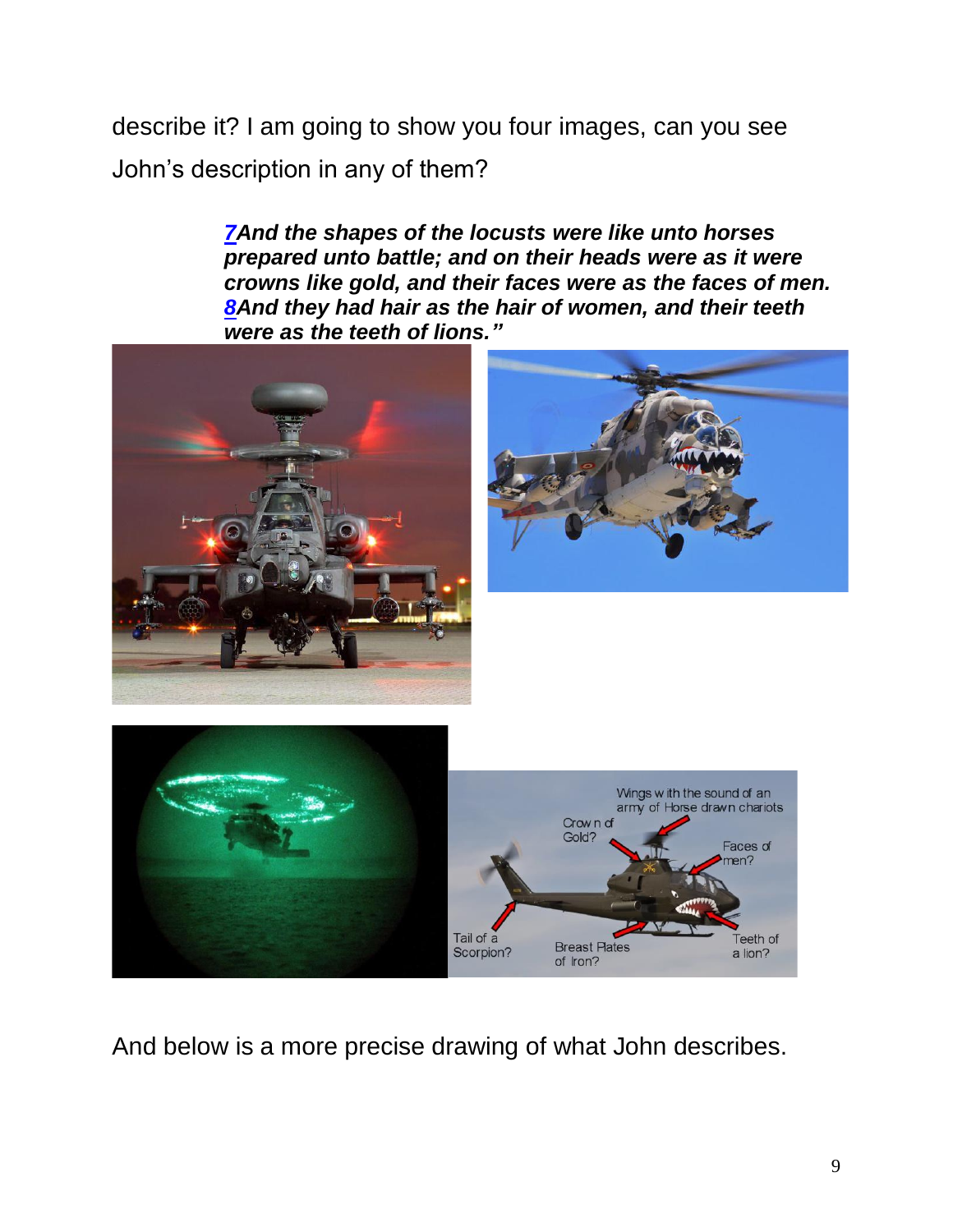describe it? I am going to show you four images, can you see John's description in any of them?

> ***7**And the shapes of the locusts were like unto horses prepared unto battle; and on their heads were as it were crowns like gold, and their faces were as the faces of men.* ***8**And they had hair as the hair of women, and their teeth were as the teeth of lions."*

And below is a more precise drawing of what John describes.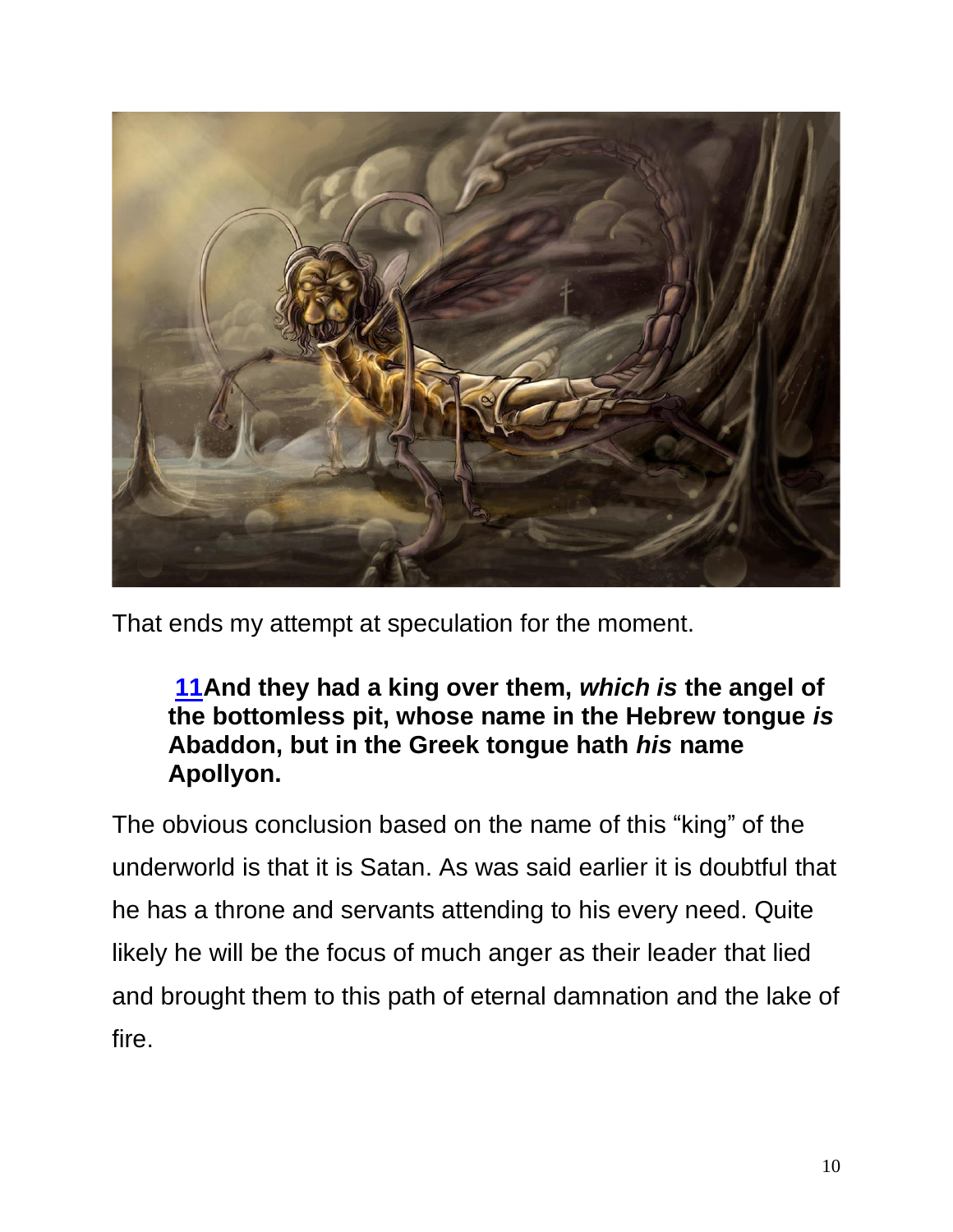That ends my attempt at speculation for the moment.

> **11And they had a king over them, *which is* the angel of the bottomless pit, whose name in the Hebrew tongue *is* Abaddon, but in the Greek tongue hath *his* name Apollyon.**

The obvious conclusion based on the name of this “king” of the underworld is that it is Satan. As was said earlier it is doubtful that he has a throne and servants attending to his every need. Quite likely he will be the focus of much anger as their leader that lied and brought them to this path of eternal damnation and the lake of fire.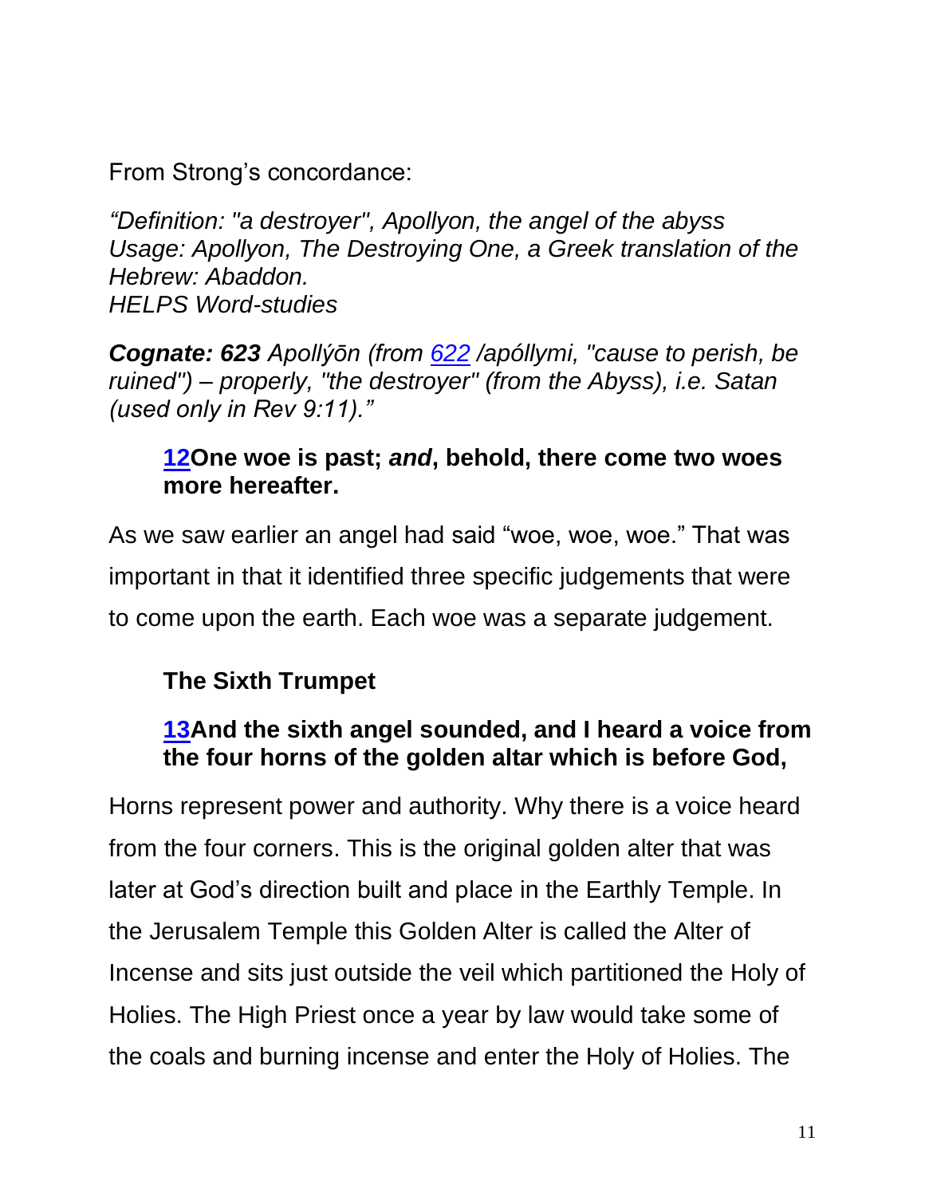From Strong's concordance:

*"Definition: "a destroyer", Apollyon, the angel of the abyss*
*Usage: Apollyon, The Destroying One, a Greek translation of the Hebrew: Abaddon.*
*HELPS Word-studies*

***Cognate: 623** Apollýōn (from [622](622) /apóllymi, "cause to perish, be ruined") – properly, "the destroyer" (from the Abyss), i.e. Satan (used only in Rev 9:11)."*

> **[12](12)One woe is past; *and*, behold, there come two woes more hereafter.**

As we saw earlier an angel had said "woe, woe, woe." That was important in that it identified three specific judgements that were to come upon the earth. Each woe was a separate judgement.

> **The Sixth Trumpet**
>
> **[13](13)And the sixth angel sounded, and I heard a voice from the four horns of the golden altar which is before God,**

Horns represent power and authority. Why there is a voice heard from the four corners. This is the original golden alter that was later at God's direction built and place in the Earthly Temple. In the Jerusalem Temple this Golden Alter is called the Alter of Incense and sits just outside the veil which partitioned the Holy of Holies. The High Priest once a year by law would take some of the coals and burning incense and enter the Holy of Holies. The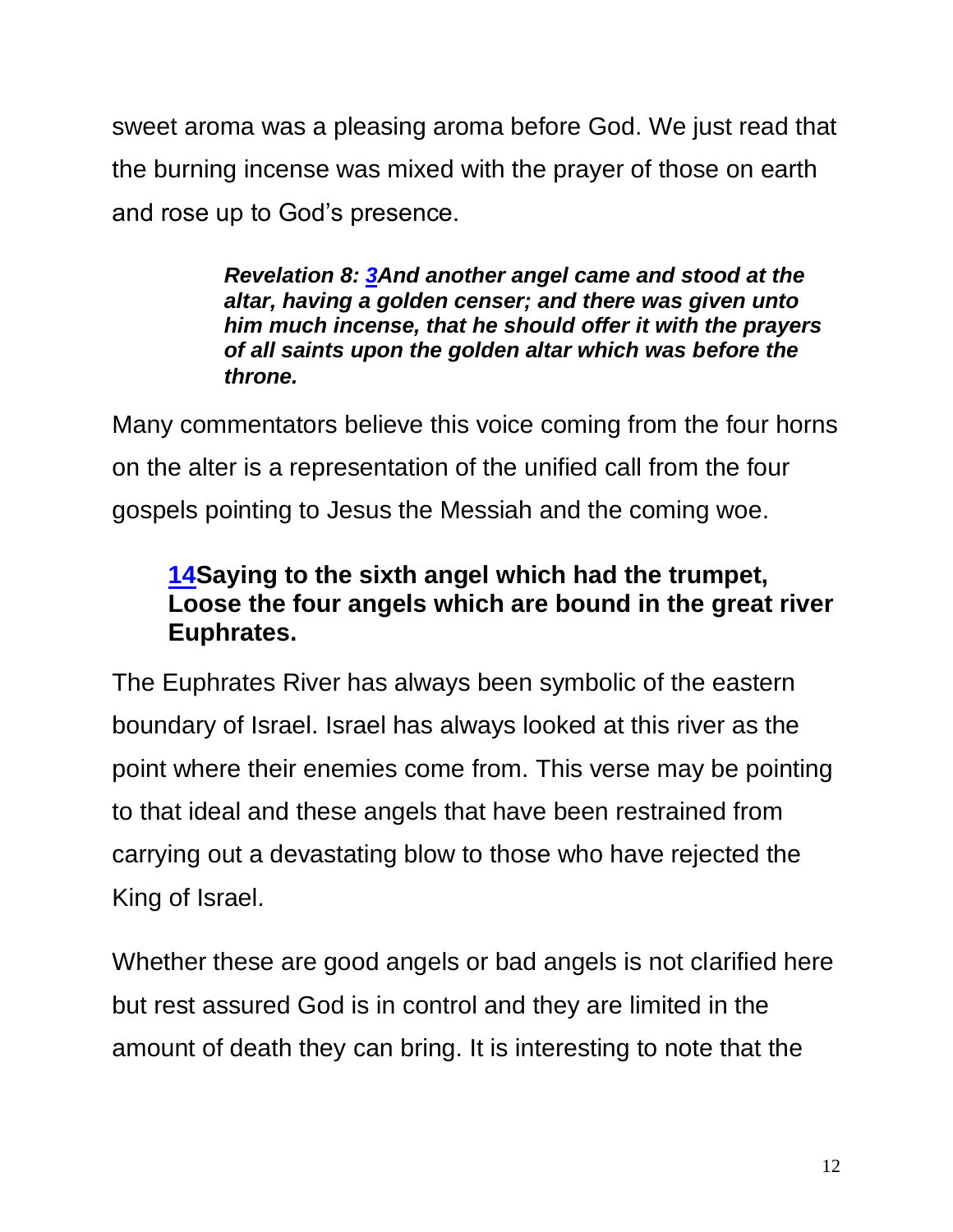sweet aroma was a pleasing aroma before God. We just read that the burning incense was mixed with the prayer of those on earth and rose up to God's presence.

> ***Revelation 8: 3And another angel came and stood at the altar, having a golden censer; and there was given unto him much incense, that he should offer it with the prayers of all saints upon the golden altar which was before the throne.***

Many commentators believe this voice coming from the four horns on the alter is a representation of the unified call from the four gospels pointing to Jesus the Messiah and the coming woe.

> **14Saying to the sixth angel which had the trumpet, Loose the four angels which are bound in the great river Euphrates.**

The Euphrates River has always been symbolic of the eastern boundary of Israel. Israel has always looked at this river as the point where their enemies come from. This verse may be pointing to that ideal and these angels that have been restrained from carrying out a devastating blow to those who have rejected the King of Israel.

Whether these are good angels or bad angels is not clarified here but rest assured God is in control and they are limited in the amount of death they can bring. It is interesting to note that the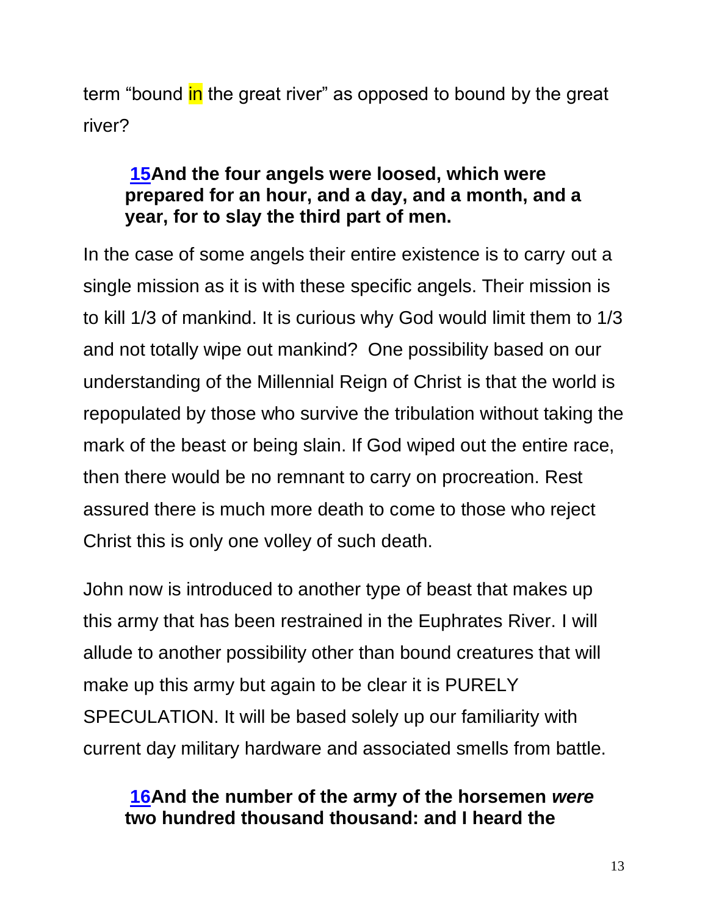term “bound in the great river” as opposed to bound by the great river?

> **[15](#)And the four angels were loosed, which were prepared for an hour, and a day, and a month, and a year, for to slay the third part of men.**

In the case of some angels their entire existence is to carry out a single mission as it is with these specific angels. Their mission is to kill 1/3 of mankind. It is curious why God would limit them to 1/3 and not totally wipe out mankind? One possibility based on our understanding of the Millennial Reign of Christ is that the world is repopulated by those who survive the tribulation without taking the mark of the beast or being slain. If God wiped out the entire race, then there would be no remnant to carry on procreation. Rest assured there is much more death to come to those who reject Christ this is only one volley of such death.

John now is introduced to another type of beast that makes up this army that has been restrained in the Euphrates River. I will allude to another possibility other than bound creatures that will make up this army but again to be clear it is PURELY SPECULATION. It will be based solely up our familiarity with current day military hardware and associated smells from battle.

> **[16](#)And the number of the army of the horsemen *were* two hundred thousand thousand: and I heard the**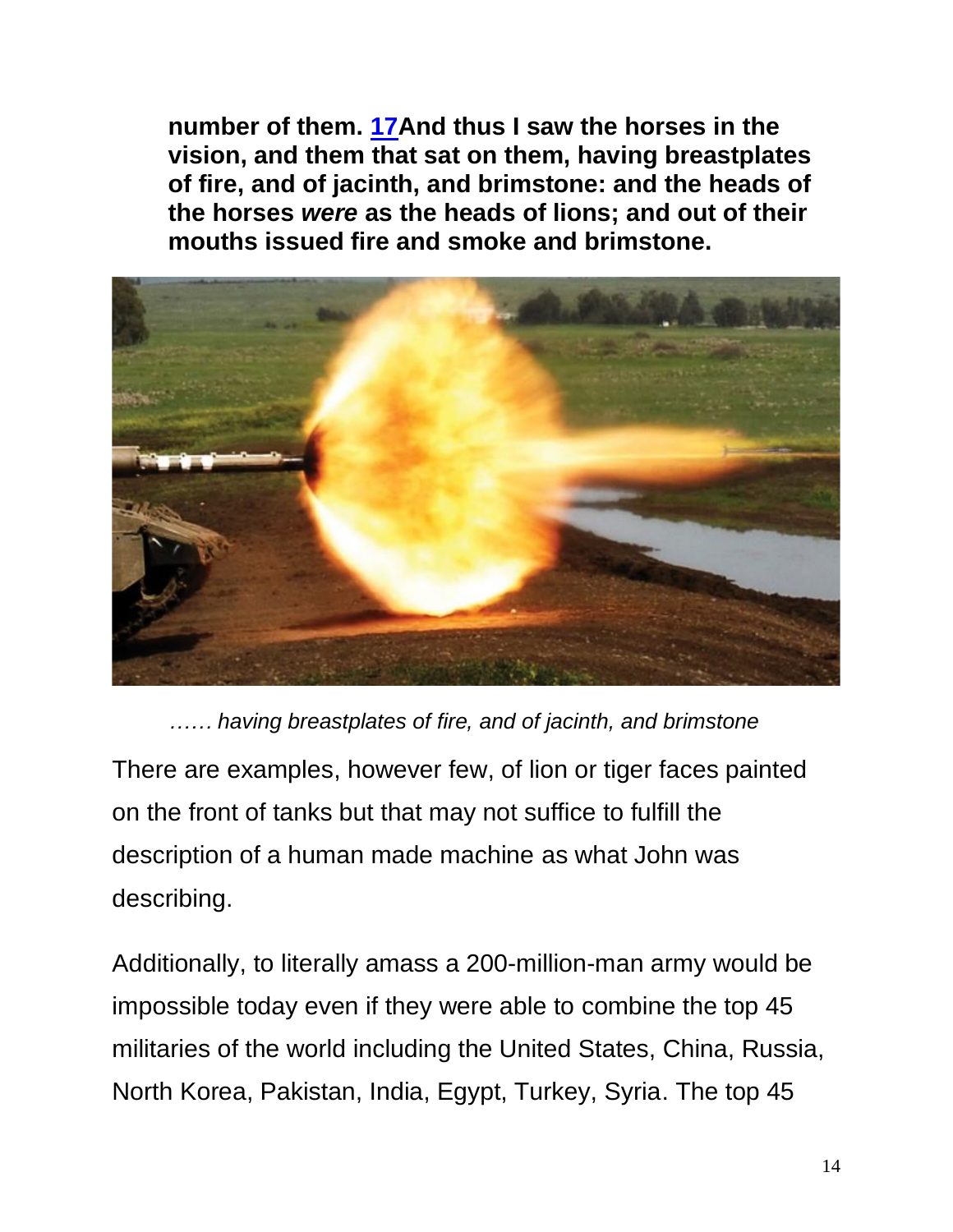**number of them. 17And thus I saw the horses in the vision, and them that sat on them, having breastplates of fire, and of jacinth, and brimstone: and the heads of the horses *were* as the heads of lions; and out of their mouths issued fire and smoke and brimstone.**

*…… having breastplates of fire, and of jacinth, and brimstone*

There are examples, however few, of lion or tiger faces painted on the front of tanks but that may not suffice to fulfill the description of a human made machine as what John was describing.

Additionally, to literally amass a 200-million-man army would be impossible today even if they were able to combine the top 45 militaries of the world including the United States, China, Russia, North Korea, Pakistan, India, Egypt, Turkey, Syria. The top 45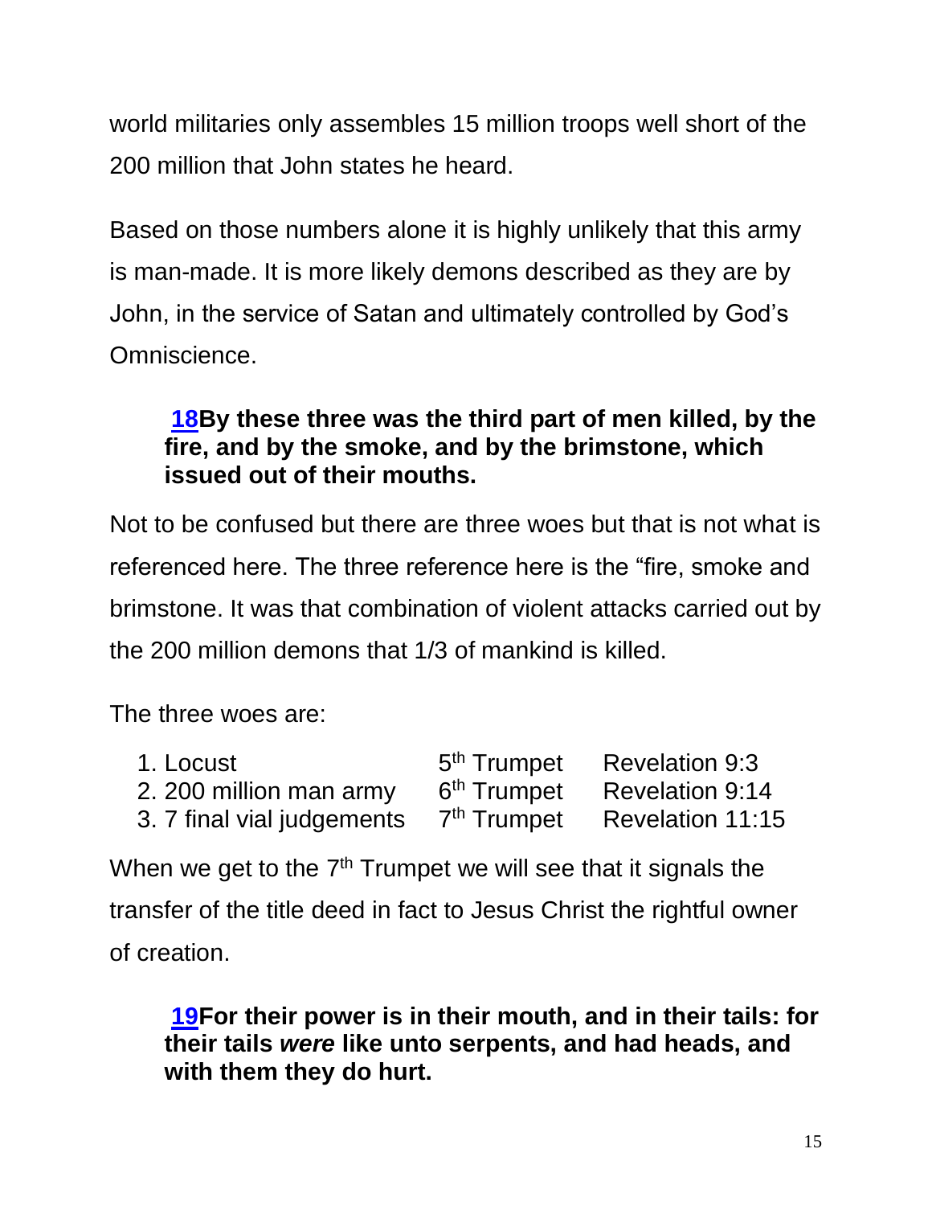world militaries only assembles 15 million troops well short of the 200 million that John states he heard.

Based on those numbers alone it is highly unlikely that this army is man-made. It is more likely demons described as they are by John, in the service of Satan and ultimately controlled by God's Omniscience.

> **18By these three was the third part of men killed, by the fire, and by the smoke, and by the brimstone, which issued out of their mouths.**

Not to be confused but there are three woes but that is not what is referenced here. The three reference here is the "fire, smoke and brimstone. It was that combination of violent attacks carried out by the 200 million demons that 1/3 of mankind is killed.

The three woes are:

| | | |
|---|---|---|
| 1. Locust | 5th Trumpet | Revelation 9:3 |
| 2. 200 million man army | 6th Trumpet | Revelation 9:14 |
| 3. 7 final vial judgements | 7th Trumpet | Revelation 11:15 |

When we get to the 7th Trumpet we will see that it signals the transfer of the title deed in fact to Jesus Christ the rightful owner of creation.

> **19For their power is in their mouth, and in their tails: for their tails *were* like unto serpents, and had heads, and with them they do hurt.**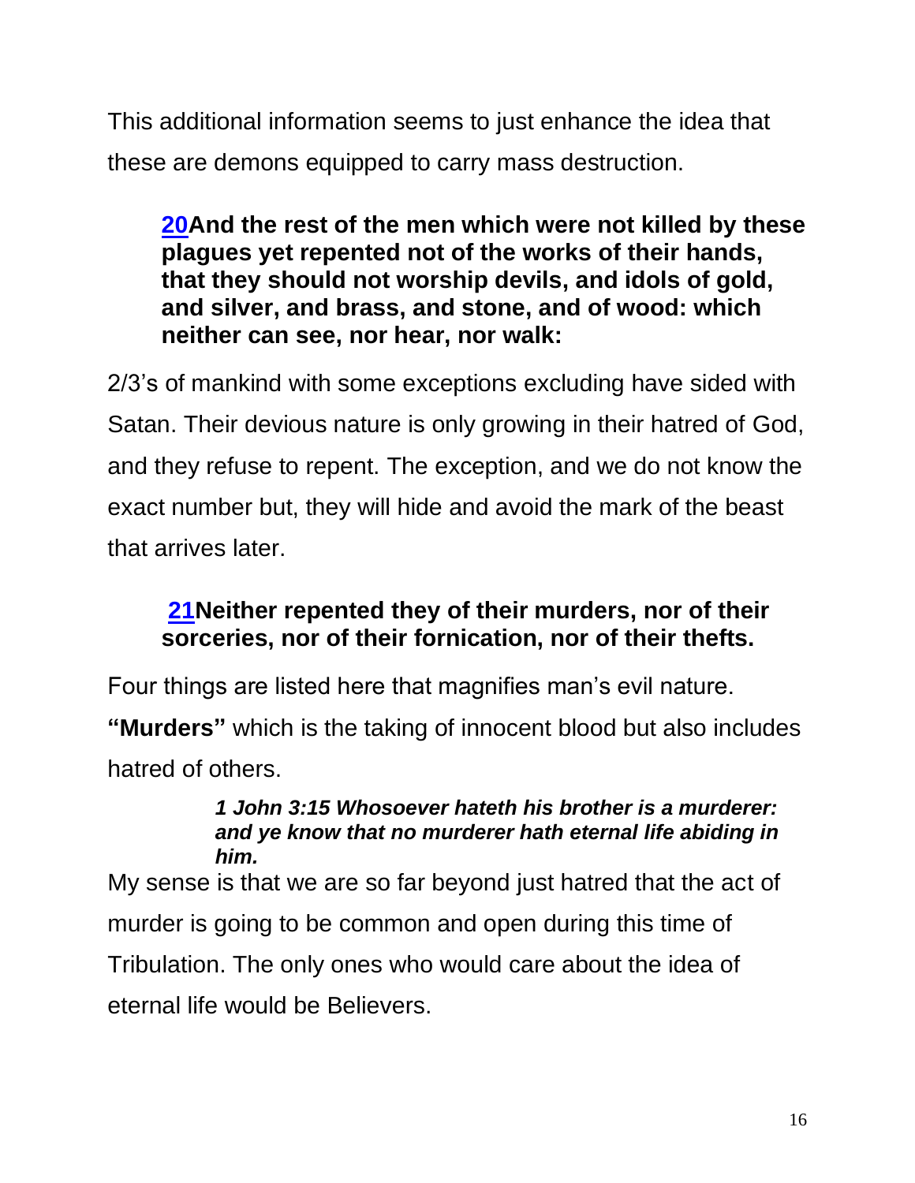This additional information seems to just enhance the idea that these are demons equipped to carry mass destruction.

> **20And the rest of the men which were not killed by these plagues yet repented not of the works of their hands, that they should not worship devils, and idols of gold, and silver, and brass, and stone, and of wood: which neither can see, nor hear, nor walk:**

2/3's of mankind with some exceptions excluding have sided with Satan. Their devious nature is only growing in their hatred of God, and they refuse to repent. The exception, and we do not know the exact number but, they will hide and avoid the mark of the beast that arrives later.

> **21Neither repented they of their murders, nor of their sorceries, nor of their fornication, nor of their thefts.**

Four things are listed here that magnifies man's evil nature.

**"Murders"** which is the taking of innocent blood but also includes hatred of others.

> ***1 John 3:15 Whosoever hateth his brother is a murderer: and ye know that no murderer hath eternal life abiding in him.***

My sense is that we are so far beyond just hatred that the act of murder is going to be common and open during this time of Tribulation. The only ones who would care about the idea of eternal life would be Believers.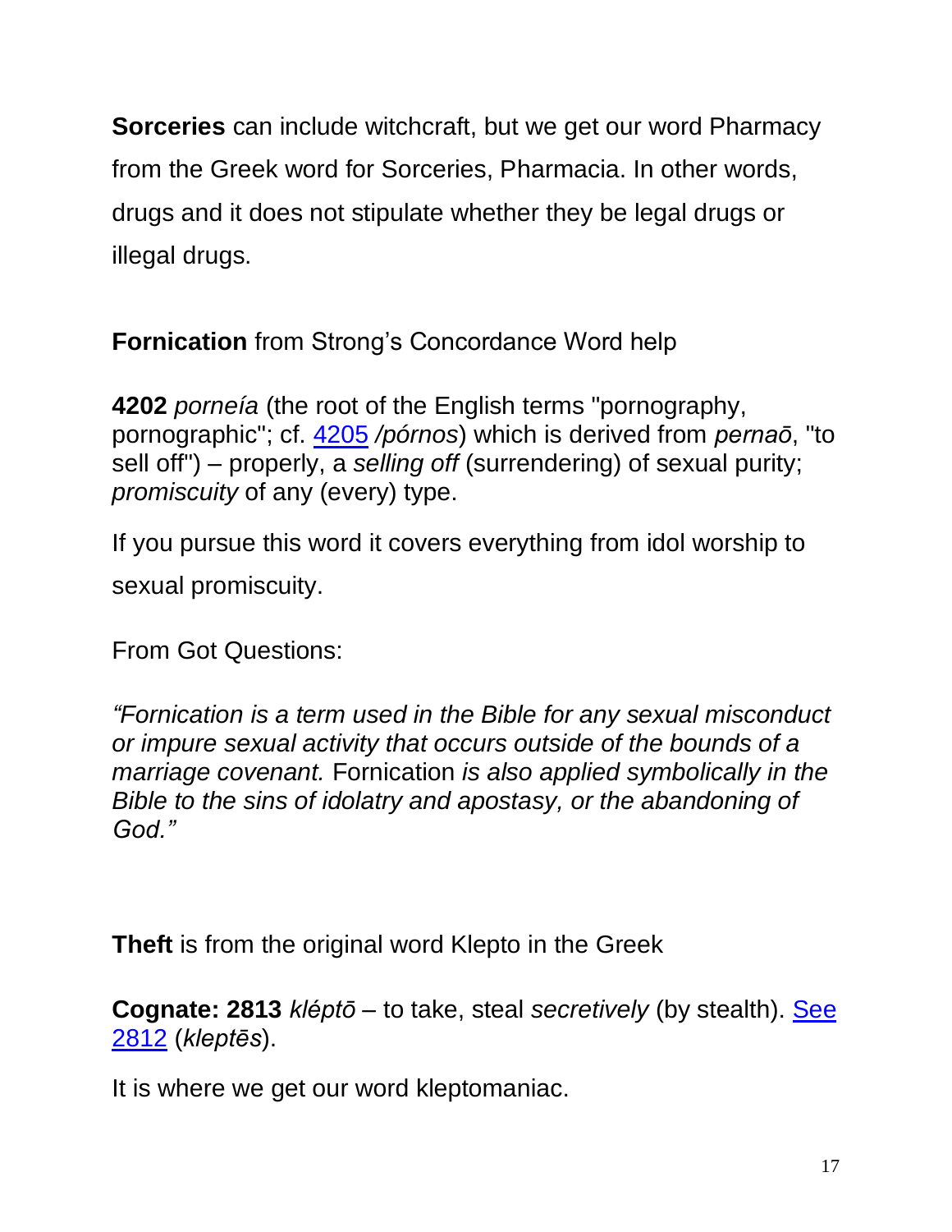**Sorceries** can include witchcraft, but we get our word Pharmacy from the Greek word for Sorceries, Pharmacia. In other words, drugs and it does not stipulate whether they be legal drugs or illegal drugs.

**Fornication** from Strong's Concordance Word help

**4202** *porneía* (the root of the English terms "pornography, pornographic"; cf. 4205 */pórnos*) which is derived from *pernaō*, "to sell off") – properly, a *selling off* (surrendering) of sexual purity; *promiscuity* of any (every) type.

If you pursue this word it covers everything from idol worship to sexual promiscuity.

From Got Questions:

*"Fornication is a term used in the Bible for any sexual misconduct or impure sexual activity that occurs outside of the bounds of a marriage covenant.* Fornication *is also applied symbolically in the Bible to the sins of idolatry and apostasy, or the abandoning of God."*

**Theft** is from the original word Klepto in the Greek

**Cognate: 2813** *kléptō* – to take, steal *secretively* (by stealth). See 2812 (*kleptēs*).

It is where we get our word kleptomaniac.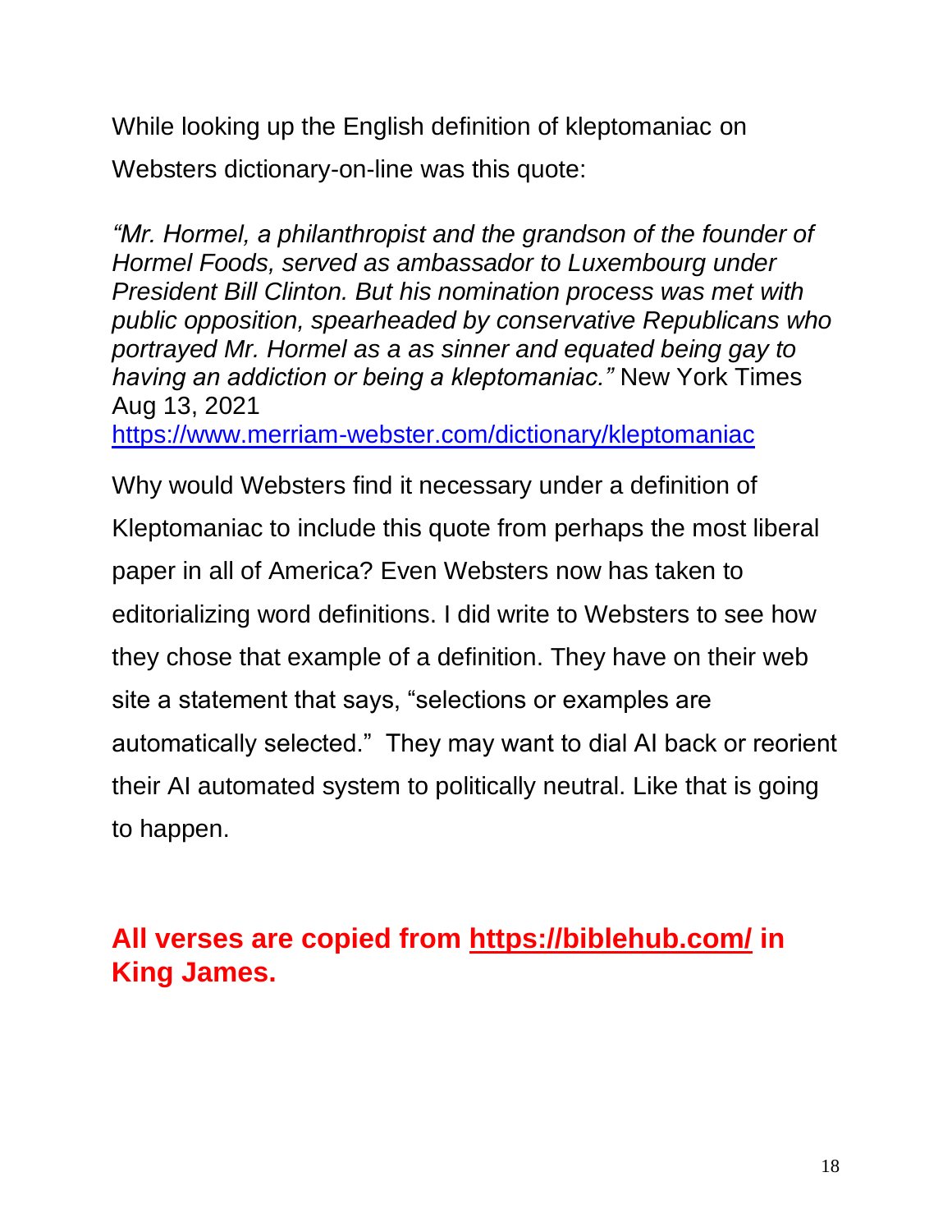While looking up the English definition of kleptomaniac on Websters dictionary-on-line was this quote:

*"Mr. Hormel, a philanthropist and the grandson of the founder of Hormel Foods, served as ambassador to Luxembourg under President Bill Clinton. But his nomination process was met with public opposition, spearheaded by conservative Republicans who portrayed Mr. Hormel as a as sinner and equated being gay to having an addiction or being a kleptomaniac."* New York Times Aug 13, 2021
https://www.merriam-webster.com/dictionary/kleptomaniac

Why would Websters find it necessary under a definition of Kleptomaniac to include this quote from perhaps the most liberal paper in all of America? Even Websters now has taken to editorializing word definitions. I did write to Websters to see how they chose that example of a definition. They have on their web site a statement that says, "selections or examples are automatically selected." They may want to dial AI back or reorient their AI automated system to politically neutral. Like that is going to happen.

**All verses are copied from https://biblehub.com/ in King James.**